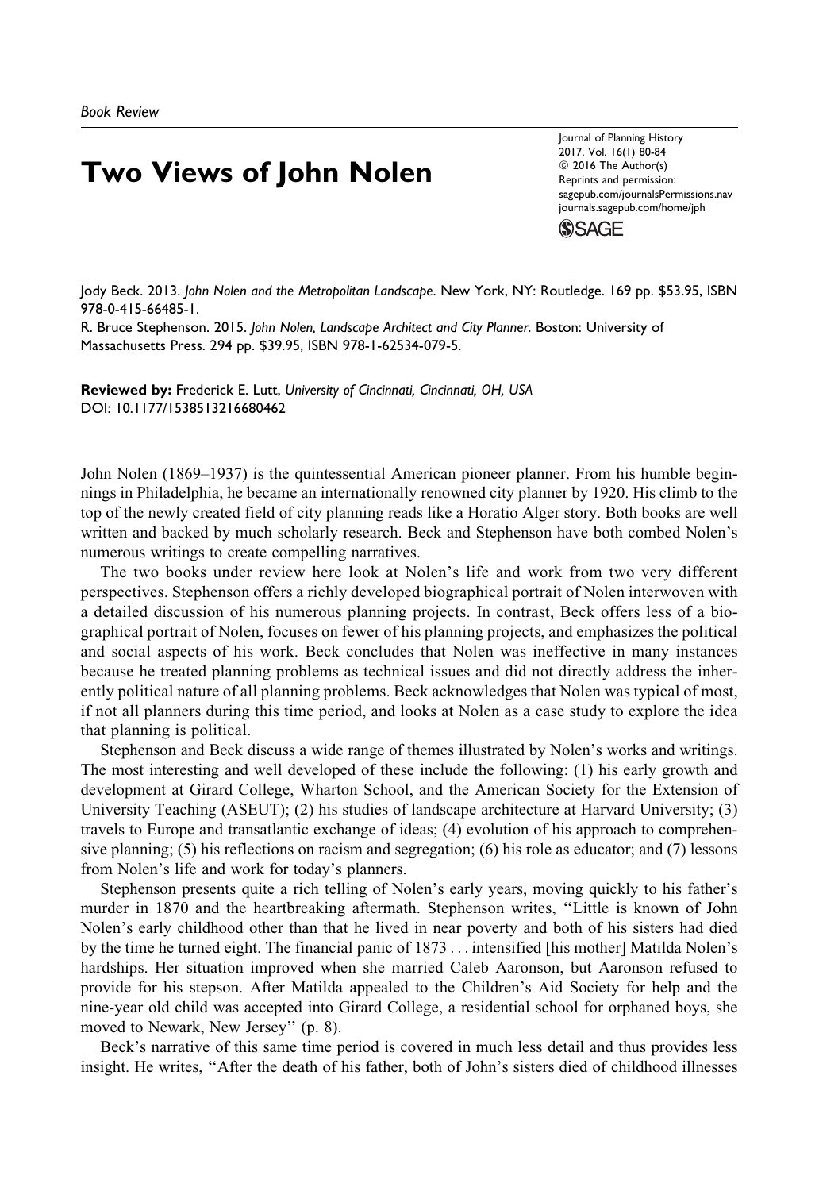*Book Review*

# Two Views of John Nolen

Jody Beck. 2013. *John Nolen and the Metropolitan Landscape*. New York, NY: Routledge. 169 pp. $53.95, ISBN 978-0-415-66485-1.

R. Bruce Stephenson. 2015. *John Nolen, Landscape Architect and City Planner*. Boston: University of Massachusetts Press. 294 pp. $39.95, ISBN 978-1-62534-079-5.

**Reviewed by:** Frederick E. Lutt, *University of Cincinnati, Cincinnati, OH, USA*
DOI: 10.1177/1538513216680462

John Nolen (1869–1937) is the quintessential American pioneer planner. From his humble beginnings in Philadelphia, he became an internationally renowned city planner by 1920. His climb to the top of the newly created field of city planning reads like a Horatio Alger story. Both books are well written and backed by much scholarly research. Beck and Stephenson have both combed Nolen's numerous writings to create compelling narratives.

The two books under review here look at Nolen's life and work from two very different perspectives. Stephenson offers a richly developed biographical portrait of Nolen interwoven with a detailed discussion of his numerous planning projects. In contrast, Beck offers less of a biographical portrait of Nolen, focuses on fewer of his planning projects, and emphasizes the political and social aspects of his work. Beck concludes that Nolen was ineffective in many instances because he treated planning problems as technical issues and did not directly address the inherently political nature of all planning problems. Beck acknowledges that Nolen was typical of most, if not all planners during this time period, and looks at Nolen as a case study to explore the idea that planning is political.

Stephenson and Beck discuss a wide range of themes illustrated by Nolen's works and writings. The most interesting and well developed of these include the following: (1) his early growth and development at Girard College, Wharton School, and the American Society for the Extension of University Teaching (ASEUT); (2) his studies of landscape architecture at Harvard University; (3) travels to Europe and transatlantic exchange of ideas; (4) evolution of his approach to comprehensive planning; (5) his reflections on racism and segregation; (6) his role as educator; and (7) lessons from Nolen's life and work for today's planners.

Stephenson presents quite a rich telling of Nolen's early years, moving quickly to his father's murder in 1870 and the heartbreaking aftermath. Stephenson writes, "Little is known of John Nolen's early childhood other than that he lived in near poverty and both of his sisters had died by the time he turned eight. The financial panic of 1873 . . . intensified [his mother] Matilda Nolen's hardships. Her situation improved when she married Caleb Aaronson, but Aaronson refused to provide for his stepson. After Matilda appealed to the Children's Aid Society for help and the nine-year old child was accepted into Girard College, a residential school for orphaned boys, she moved to Newark, New Jersey" (p. 8).

Beck's narrative of this same time period is covered in much less detail and thus provides less insight. He writes, "After the death of his father, both of John's sisters died of childhood illnesses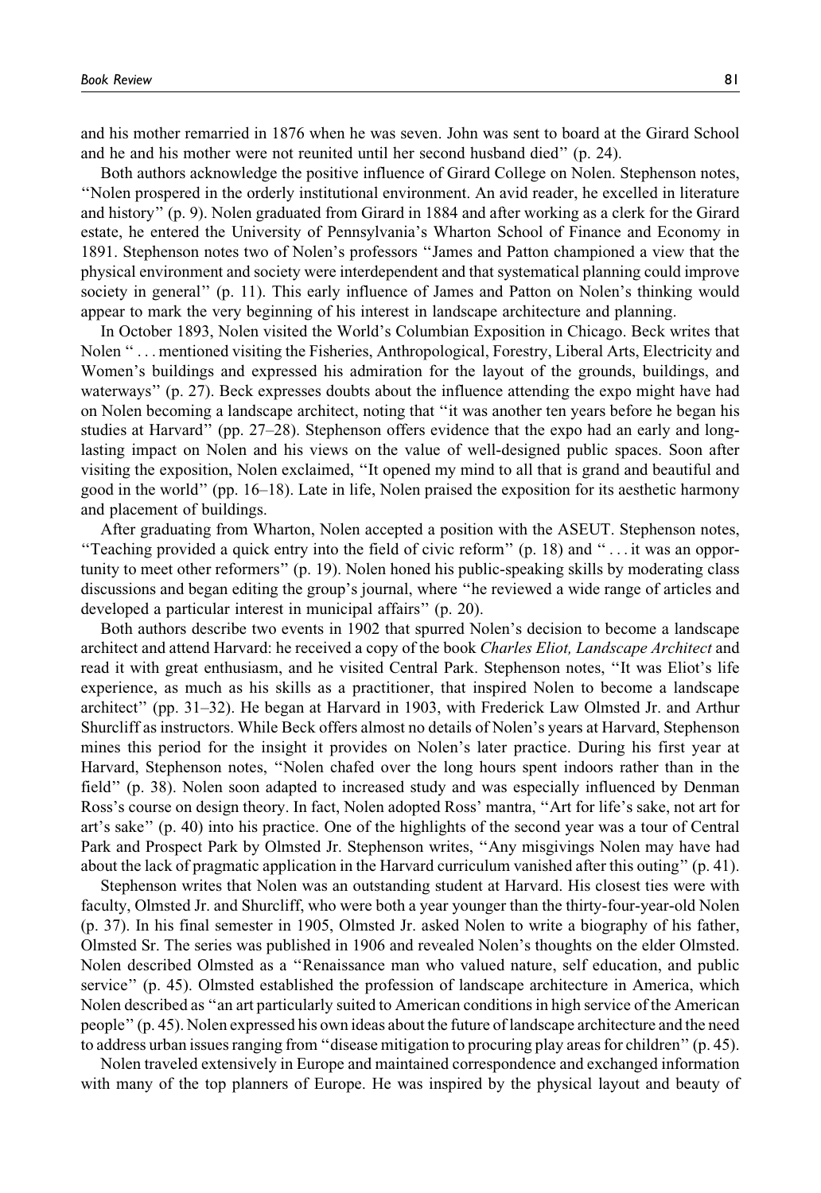and his mother remarried in 1876 when he was seven. John was sent to board at the Girard School and he and his mother were not reunited until her second husband died'' (p. 24).

Both authors acknowledge the positive influence of Girard College on Nolen. Stephenson notes, ''Nolen prospered in the orderly institutional environment. An avid reader, he excelled in literature and history'' (p. 9). Nolen graduated from Girard in 1884 and after working as a clerk for the Girard estate, he entered the University of Pennsylvania's Wharton School of Finance and Economy in 1891. Stephenson notes two of Nolen's professors ''James and Patton championed a view that the physical environment and society were interdependent and that systematical planning could improve society in general'' (p. 11). This early influence of James and Patton on Nolen's thinking would appear to mark the very beginning of his interest in landscape architecture and planning.

In October 1893, Nolen visited the World's Columbian Exposition in Chicago. Beck writes that Nolen '' . . . mentioned visiting the Fisheries, Anthropological, Forestry, Liberal Arts, Electricity and Women's buildings and expressed his admiration for the layout of the grounds, buildings, and waterways'' (p. 27). Beck expresses doubts about the influence attending the expo might have had on Nolen becoming a landscape architect, noting that ''it was another ten years before he began his studies at Harvard'' (pp. 27–28). Stephenson offers evidence that the expo had an early and long-lasting impact on Nolen and his views on the value of well-designed public spaces. Soon after visiting the exposition, Nolen exclaimed, ''It opened my mind to all that is grand and beautiful and good in the world'' (pp. 16–18). Late in life, Nolen praised the exposition for its aesthetic harmony and placement of buildings.

After graduating from Wharton, Nolen accepted a position with the ASEUT. Stephenson notes, ''Teaching provided a quick entry into the field of civic reform'' (p. 18) and '' . . . it was an opportunity to meet other reformers'' (p. 19). Nolen honed his public-speaking skills by moderating class discussions and began editing the group's journal, where ''he reviewed a wide range of articles and developed a particular interest in municipal affairs'' (p. 20).

Both authors describe two events in 1902 that spurred Nolen's decision to become a landscape architect and attend Harvard: he received a copy of the book *Charles Eliot, Landscape Architect* and read it with great enthusiasm, and he visited Central Park. Stephenson notes, ''It was Eliot's life experience, as much as his skills as a practitioner, that inspired Nolen to become a landscape architect'' (pp. 31–32). He began at Harvard in 1903, with Frederick Law Olmsted Jr. and Arthur Shurcliff as instructors. While Beck offers almost no details of Nolen's years at Harvard, Stephenson mines this period for the insight it provides on Nolen's later practice. During his first year at Harvard, Stephenson notes, ''Nolen chafed over the long hours spent indoors rather than in the field'' (p. 38). Nolen soon adapted to increased study and was especially influenced by Denman Ross's course on design theory. In fact, Nolen adopted Ross' mantra, ''Art for life's sake, not art for art's sake'' (p. 40) into his practice. One of the highlights of the second year was a tour of Central Park and Prospect Park by Olmsted Jr. Stephenson writes, ''Any misgivings Nolen may have had about the lack of pragmatic application in the Harvard curriculum vanished after this outing'' (p. 41).

Stephenson writes that Nolen was an outstanding student at Harvard. His closest ties were with faculty, Olmsted Jr. and Shurcliff, who were both a year younger than the thirty-four-year-old Nolen (p. 37). In his final semester in 1905, Olmsted Jr. asked Nolen to write a biography of his father, Olmsted Sr. The series was published in 1906 and revealed Nolen's thoughts on the elder Olmsted. Nolen described Olmsted as a ''Renaissance man who valued nature, self education, and public service'' (p. 45). Olmsted established the profession of landscape architecture in America, which Nolen described as ''an art particularly suited to American conditions in high service of the American people'' (p. 45). Nolen expressed his own ideas about the future of landscape architecture and the need to address urban issues ranging from ''disease mitigation to procuring play areas for children'' (p. 45).

Nolen traveled extensively in Europe and maintained correspondence and exchanged information with many of the top planners of Europe. He was inspired by the physical layout and beauty of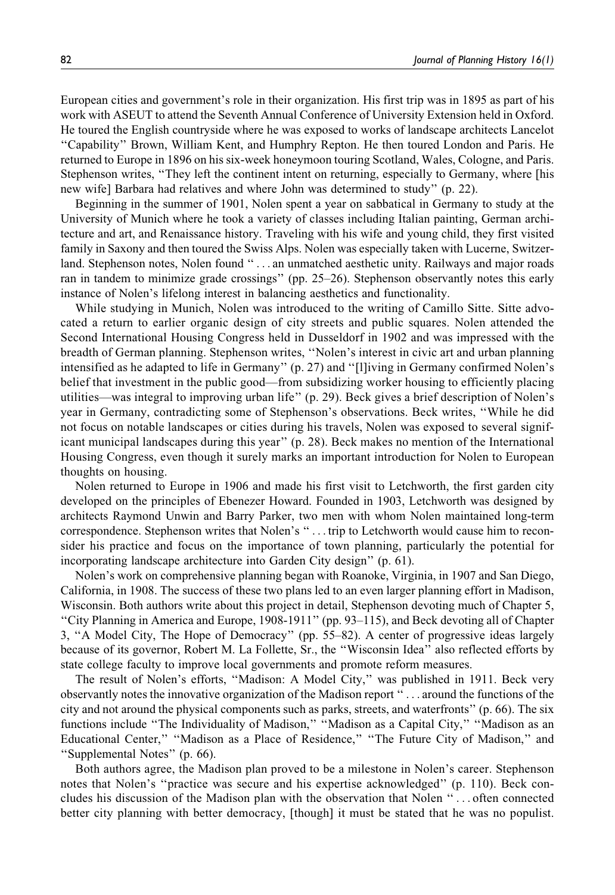European cities and government's role in their organization. His first trip was in 1895 as part of his work with ASEUT to attend the Seventh Annual Conference of University Extension held in Oxford. He toured the English countryside where he was exposed to works of landscape architects Lancelot "Capability" Brown, William Kent, and Humphry Repton. He then toured London and Paris. He returned to Europe in 1896 on his six-week honeymoon touring Scotland, Wales, Cologne, and Paris. Stephenson writes, "They left the continent intent on returning, especially to Germany, where [his new wife] Barbara had relatives and where John was determined to study" (p. 22).

Beginning in the summer of 1901, Nolen spent a year on sabbatical in Germany to study at the University of Munich where he took a variety of classes including Italian painting, German architecture and art, and Renaissance history. Traveling with his wife and young child, they first visited family in Saxony and then toured the Swiss Alps. Nolen was especially taken with Lucerne, Switzerland. Stephenson notes, Nolen found " . . . an unmatched aesthetic unity. Railways and major roads ran in tandem to minimize grade crossings" (pp. 25–26). Stephenson observantly notes this early instance of Nolen's lifelong interest in balancing aesthetics and functionality.

While studying in Munich, Nolen was introduced to the writing of Camillo Sitte. Sitte advocated a return to earlier organic design of city streets and public squares. Nolen attended the Second International Housing Congress held in Dusseldorf in 1902 and was impressed with the breadth of German planning. Stephenson writes, "Nolen's interest in civic art and urban planning intensified as he adapted to life in Germany" (p. 27) and "[l]iving in Germany confirmed Nolen's belief that investment in the public good—from subsidizing worker housing to efficiently placing utilities—was integral to improving urban life" (p. 29). Beck gives a brief description of Nolen's year in Germany, contradicting some of Stephenson's observations. Beck writes, "While he did not focus on notable landscapes or cities during his travels, Nolen was exposed to several significant municipal landscapes during this year" (p. 28). Beck makes no mention of the International Housing Congress, even though it surely marks an important introduction for Nolen to European thoughts on housing.

Nolen returned to Europe in 1906 and made his first visit to Letchworth, the first garden city developed on the principles of Ebenezer Howard. Founded in 1903, Letchworth was designed by architects Raymond Unwin and Barry Parker, two men with whom Nolen maintained long-term correspondence. Stephenson writes that Nolen's " . . . trip to Letchworth would cause him to reconsider his practice and focus on the importance of town planning, particularly the potential for incorporating landscape architecture into Garden City design" (p. 61).

Nolen's work on comprehensive planning began with Roanoke, Virginia, in 1907 and San Diego, California, in 1908. The success of these two plans led to an even larger planning effort in Madison, Wisconsin. Both authors write about this project in detail, Stephenson devoting much of Chapter 5, "City Planning in America and Europe, 1908-1911" (pp. 93–115), and Beck devoting all of Chapter 3, "A Model City, The Hope of Democracy" (pp. 55–82). A center of progressive ideas largely because of its governor, Robert M. La Follette, Sr., the "Wisconsin Idea" also reflected efforts by state college faculty to improve local governments and promote reform measures.

The result of Nolen's efforts, "Madison: A Model City," was published in 1911. Beck very observantly notes the innovative organization of the Madison report " . . . around the functions of the city and not around the physical components such as parks, streets, and waterfronts" (p. 66). The six functions include "The Individuality of Madison," "Madison as a Capital City," "Madison as an Educational Center," "Madison as a Place of Residence," "The Future City of Madison," and "Supplemental Notes" (p. 66).

Both authors agree, the Madison plan proved to be a milestone in Nolen's career. Stephenson notes that Nolen's "practice was secure and his expertise acknowledged" (p. 110). Beck concludes his discussion of the Madison plan with the observation that Nolen " . . . often connected better city planning with better democracy, [though] it must be stated that he was no populist.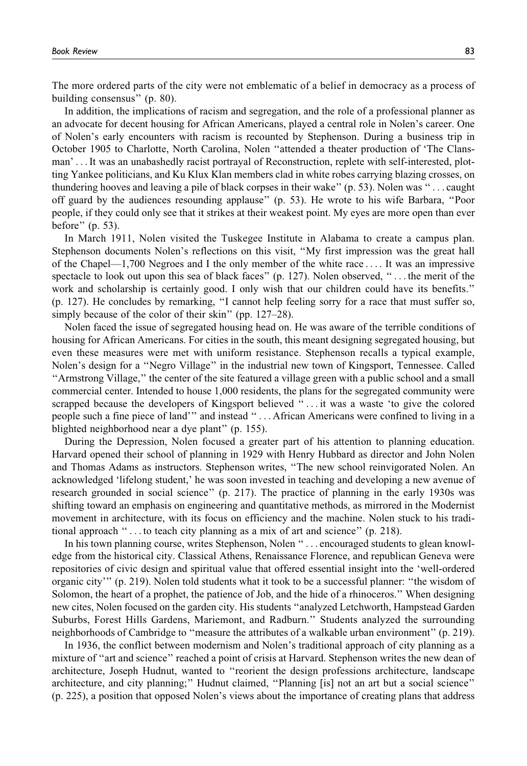The more ordered parts of the city were not emblematic of a belief in democracy as a process of building consensus'' (p. 80).

In addition, the implications of racism and segregation, and the role of a professional planner as an advocate for decent housing for African Americans, played a central role in Nolen's career. One of Nolen's early encounters with racism is recounted by Stephenson. During a business trip in October 1905 to Charlotte, North Carolina, Nolen ''attended a theater production of 'The Clansman' ... It was an unabashedly racist portrayal of Reconstruction, replete with self-interested, plotting Yankee politicians, and Ku Klux Klan members clad in white robes carrying blazing crosses, on thundering hooves and leaving a pile of black corpses in their wake'' (p. 53). Nolen was '' ... caught off guard by the audiences resounding applause'' (p. 53). He wrote to his wife Barbara, ''Poor people, if they could only see that it strikes at their weakest point. My eyes are more open than ever before'' (p. 53).

In March 1911, Nolen visited the Tuskegee Institute in Alabama to create a campus plan. Stephenson documents Nolen's reflections on this visit, ''My first impression was the great hall of the Chapel—1,700 Negroes and I the only member of the white race .... It was an impressive spectacle to look out upon this sea of black faces'' (p. 127). Nolen observed, '' ... the merit of the work and scholarship is certainly good. I only wish that our children could have its benefits.'' (p. 127). He concludes by remarking, ''I cannot help feeling sorry for a race that must suffer so, simply because of the color of their skin'' (pp. 127–28).

Nolen faced the issue of segregated housing head on. He was aware of the terrible conditions of housing for African Americans. For cities in the south, this meant designing segregated housing, but even these measures were met with uniform resistance. Stephenson recalls a typical example, Nolen's design for a ''Negro Village'' in the industrial new town of Kingsport, Tennessee. Called ''Armstrong Village,'' the center of the site featured a village green with a public school and a small commercial center. Intended to house 1,000 residents, the plans for the segregated community were scrapped because the developers of Kingsport believed '' ... it was a waste 'to give the colored people such a fine piece of land''' and instead '' ... African Americans were confined to living in a blighted neighborhood near a dye plant'' (p. 155).

During the Depression, Nolen focused a greater part of his attention to planning education. Harvard opened their school of planning in 1929 with Henry Hubbard as director and John Nolen and Thomas Adams as instructors. Stephenson writes, ''The new school reinvigorated Nolen. An acknowledged 'lifelong student,' he was soon invested in teaching and developing a new avenue of research grounded in social science'' (p. 217). The practice of planning in the early 1930s was shifting toward an emphasis on engineering and quantitative methods, as mirrored in the Modernist movement in architecture, with its focus on efficiency and the machine. Nolen stuck to his traditional approach '' ... to teach city planning as a mix of art and science'' (p. 218).

In his town planning course, writes Stephenson, Nolen '' ... encouraged students to glean knowledge from the historical city. Classical Athens, Renaissance Florence, and republican Geneva were repositories of civic design and spiritual value that offered essential insight into the 'well-ordered organic city''' (p. 219). Nolen told students what it took to be a successful planner: ''the wisdom of Solomon, the heart of a prophet, the patience of Job, and the hide of a rhinoceros.'' When designing new cites, Nolen focused on the garden city. His students ''analyzed Letchworth, Hampstead Garden Suburbs, Forest Hills Gardens, Mariemont, and Radburn.'' Students analyzed the surrounding neighborhoods of Cambridge to ''measure the attributes of a walkable urban environment'' (p. 219).

In 1936, the conflict between modernism and Nolen's traditional approach of city planning as a mixture of ''art and science'' reached a point of crisis at Harvard. Stephenson writes the new dean of architecture, Joseph Hudnut, wanted to ''reorient the design professions architecture, landscape architecture, and city planning;'' Hudnut claimed, ''Planning [is] not an art but a social science'' (p. 225), a position that opposed Nolen's views about the importance of creating plans that address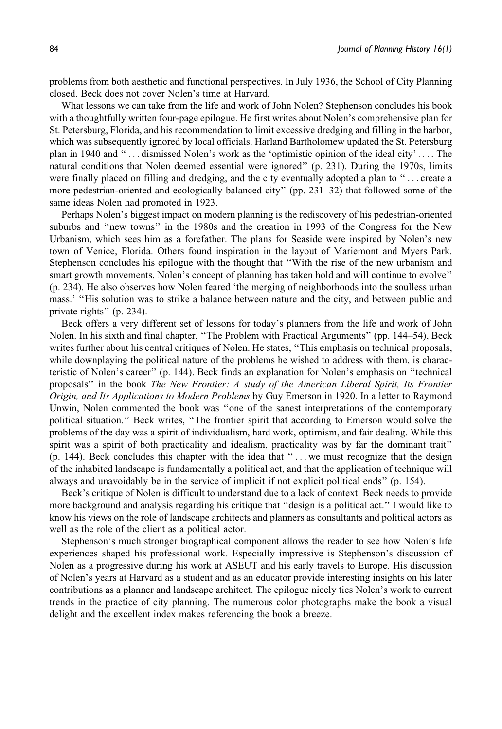problems from both aesthetic and functional perspectives. In July 1936, the School of City Planning closed. Beck does not cover Nolen's time at Harvard.

What lessons we can take from the life and work of John Nolen? Stephenson concludes his book with a thoughtfully written four-page epilogue. He first writes about Nolen's comprehensive plan for St. Petersburg, Florida, and his recommendation to limit excessive dredging and filling in the harbor, which was subsequently ignored by local officials. Harland Bartholomew updated the St. Petersburg plan in 1940 and " ... dismissed Nolen's work as the 'optimistic opinion of the ideal city' .... The natural conditions that Nolen deemed essential were ignored" (p. 231). During the 1970s, limits were finally placed on filling and dredging, and the city eventually adopted a plan to " ... create a more pedestrian-oriented and ecologically balanced city" (pp. 231–32) that followed some of the same ideas Nolen had promoted in 1923.

Perhaps Nolen's biggest impact on modern planning is the rediscovery of his pedestrian-oriented suburbs and "new towns" in the 1980s and the creation in 1993 of the Congress for the New Urbanism, which sees him as a forefather. The plans for Seaside were inspired by Nolen's new town of Venice, Florida. Others found inspiration in the layout of Mariemont and Myers Park. Stephenson concludes his epilogue with the thought that "With the rise of the new urbanism and smart growth movements, Nolen's concept of planning has taken hold and will continue to evolve" (p. 234). He also observes how Nolen feared 'the merging of neighborhoods into the soulless urban mass.' "His solution was to strike a balance between nature and the city, and between public and private rights" (p. 234).

Beck offers a very different set of lessons for today's planners from the life and work of John Nolen. In his sixth and final chapter, "The Problem with Practical Arguments" (pp. 144–54), Beck writes further about his central critiques of Nolen. He states, "This emphasis on technical proposals, while downplaying the political nature of the problems he wished to address with them, is characteristic of Nolen's career" (p. 144). Beck finds an explanation for Nolen's emphasis on "technical proposals" in the book *The New Frontier: A study of the American Liberal Spirit, Its Frontier Origin, and Its Applications to Modern Problems* by Guy Emerson in 1920. In a letter to Raymond Unwin, Nolen commented the book was "one of the sanest interpretations of the contemporary political situation." Beck writes, "The frontier spirit that according to Emerson would solve the problems of the day was a spirit of individualism, hard work, optimism, and fair dealing. While this spirit was a spirit of both practicality and idealism, practicality was by far the dominant trait" (p. 144). Beck concludes this chapter with the idea that " ... we must recognize that the design of the inhabited landscape is fundamentally a political act, and that the application of technique will always and unavoidably be in the service of implicit if not explicit political ends" (p. 154).

Beck's critique of Nolen is difficult to understand due to a lack of context. Beck needs to provide more background and analysis regarding his critique that "design is a political act." I would like to know his views on the role of landscape architects and planners as consultants and political actors as well as the role of the client as a political actor.

Stephenson's much stronger biographical component allows the reader to see how Nolen's life experiences shaped his professional work. Especially impressive is Stephenson's discussion of Nolen as a progressive during his work at ASEUT and his early travels to Europe. His discussion of Nolen's years at Harvard as a student and as an educator provide interesting insights on his later contributions as a planner and landscape architect. The epilogue nicely ties Nolen's work to current trends in the practice of city planning. The numerous color photographs make the book a visual delight and the excellent index makes referencing the book a breeze.